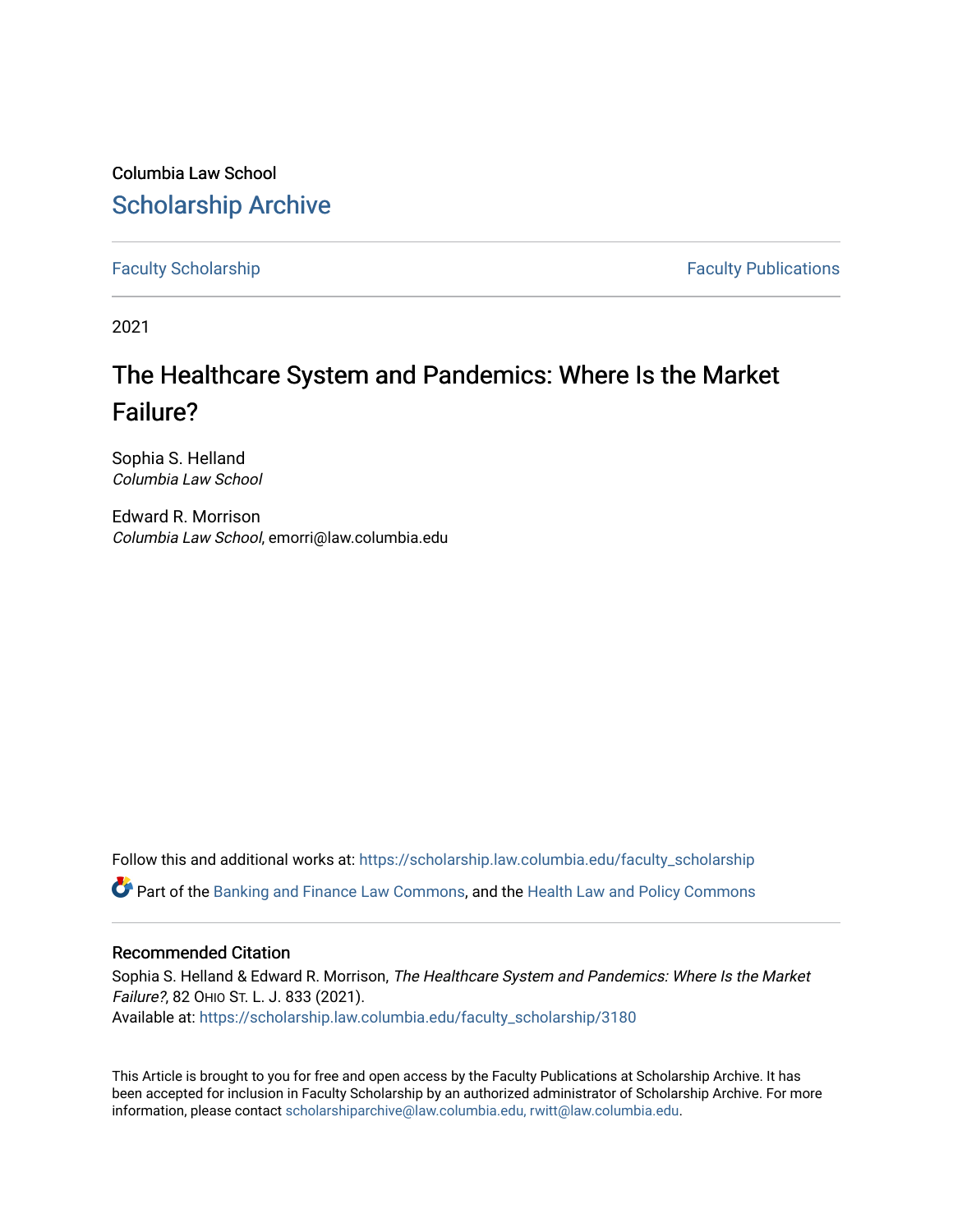Columbia Law School

# Scholarship Archive

Faculty Scholarship | Faculty Publications

2021

## The Healthcare System and Pandemics: Where Is the Market Failure?

Sophia S. Helland
*Columbia Law School*

Edward R. Morrison
*Columbia Law School*, emorri@law.columbia.edu

Follow this and additional works at: https://scholarship.law.columbia.edu/faculty_scholarship

Part of the Banking and Finance Law Commons, and the Health Law and Policy Commons

### Recommended Citation

Sophia S. Helland & Edward R. Morrison, *The Healthcare System and Pandemics: Where Is the Market Failure?*, 82 OHIO ST. L. J. 833 (2021).
Available at: https://scholarship.law.columbia.edu/faculty_scholarship/3180

This Article is brought to you for free and open access by the Faculty Publications at Scholarship Archive. It has been accepted for inclusion in Faculty Scholarship by an authorized administrator of Scholarship Archive. For more information, please contact scholarshiparchive@law.columbia.edu, rwitt@law.columbia.edu.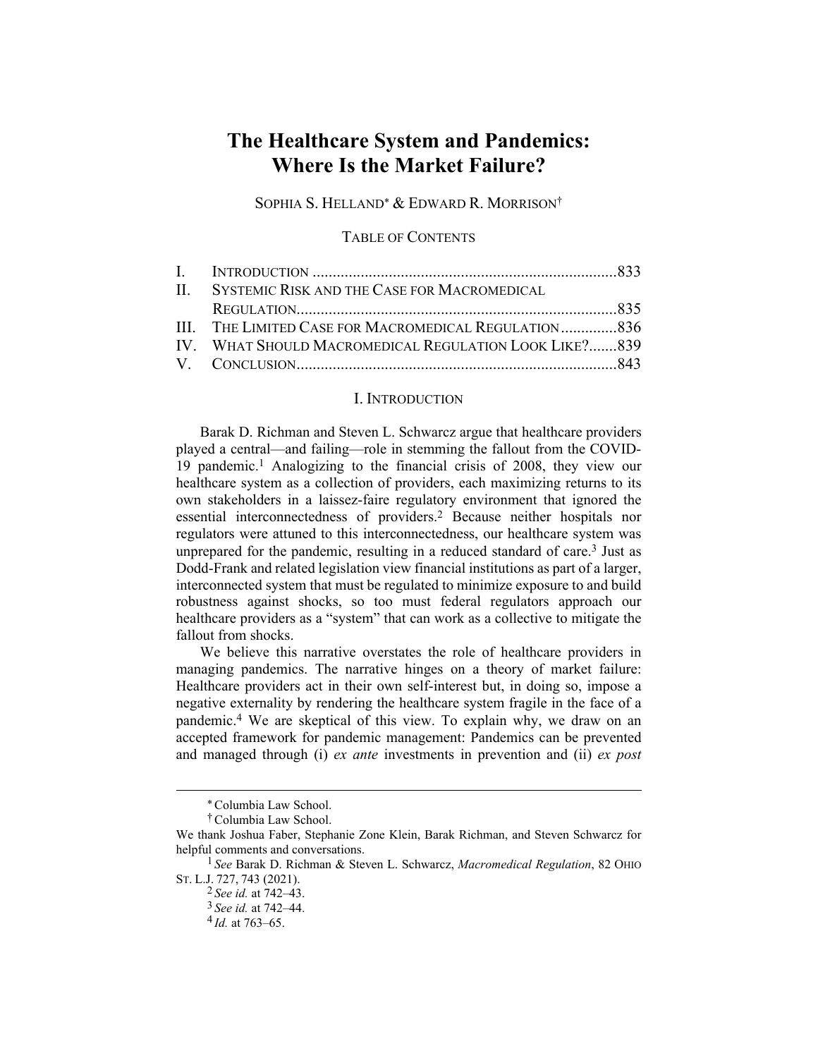# The Healthcare System and Pandemics: Where Is the Market Failure?

SOPHIA S. HELLAND* & EDWARD R. MORRISON†

TABLE OF CONTENTS

| | | |
|---|---|---|
| I. | INTRODUCTION | 833 |
| II. | SYSTEMIC RISK AND THE CASE FOR MACROMEDICAL REGULATION | 835 |
| III. | THE LIMITED CASE FOR MACROMEDICAL REGULATION | 836 |
| IV. | WHAT SHOULD MACROMEDICAL REGULATION LOOK LIKE? | 839 |
| V. | CONCLUSION | 843 |

## I. INTRODUCTION

Barak D. Richman and Steven L. Schwarcz argue that healthcare providers played a central—and failing—role in stemming the fallout from the COVID-19 pandemic.[1] Analogizing to the financial crisis of 2008, they view our healthcare system as a collection of providers, each maximizing returns to its own stakeholders in a laissez-faire regulatory environment that ignored the essential interconnectedness of providers.[2] Because neither hospitals nor regulators were attuned to this interconnectedness, our healthcare system was unprepared for the pandemic, resulting in a reduced standard of care.[3] Just as Dodd-Frank and related legislation view financial institutions as part of a larger, interconnected system that must be regulated to minimize exposure to and build robustness against shocks, so too must federal regulators approach our healthcare providers as a "system" that can work as a collective to mitigate the fallout from shocks.

We believe this narrative overstates the role of healthcare providers in managing pandemics. The narrative hinges on a theory of market failure: Healthcare providers act in their own self-interest but, in doing so, impose a negative externality by rendering the healthcare system fragile in the face of a pandemic.[4] We are skeptical of this view. To explain why, we draw on an accepted framework for pandemic management: Pandemics can be prevented and managed through (i) *ex ante* investments in prevention and (ii) *ex post*

---

\* Columbia Law School.

† Columbia Law School.

We thank Joshua Faber, Stephanie Zone Klein, Barak Richman, and Steven Schwarcz for helpful comments and conversations.

[1] *See* Barak D. Richman & Steven L. Schwarcz, *Macromedical Regulation*, 82 OHIO ST. L.J. 727, 743 (2021).

[2] *See id.* at 742–43.

[3] *See id.* at 742–44.

[4] *Id.* at 763–65.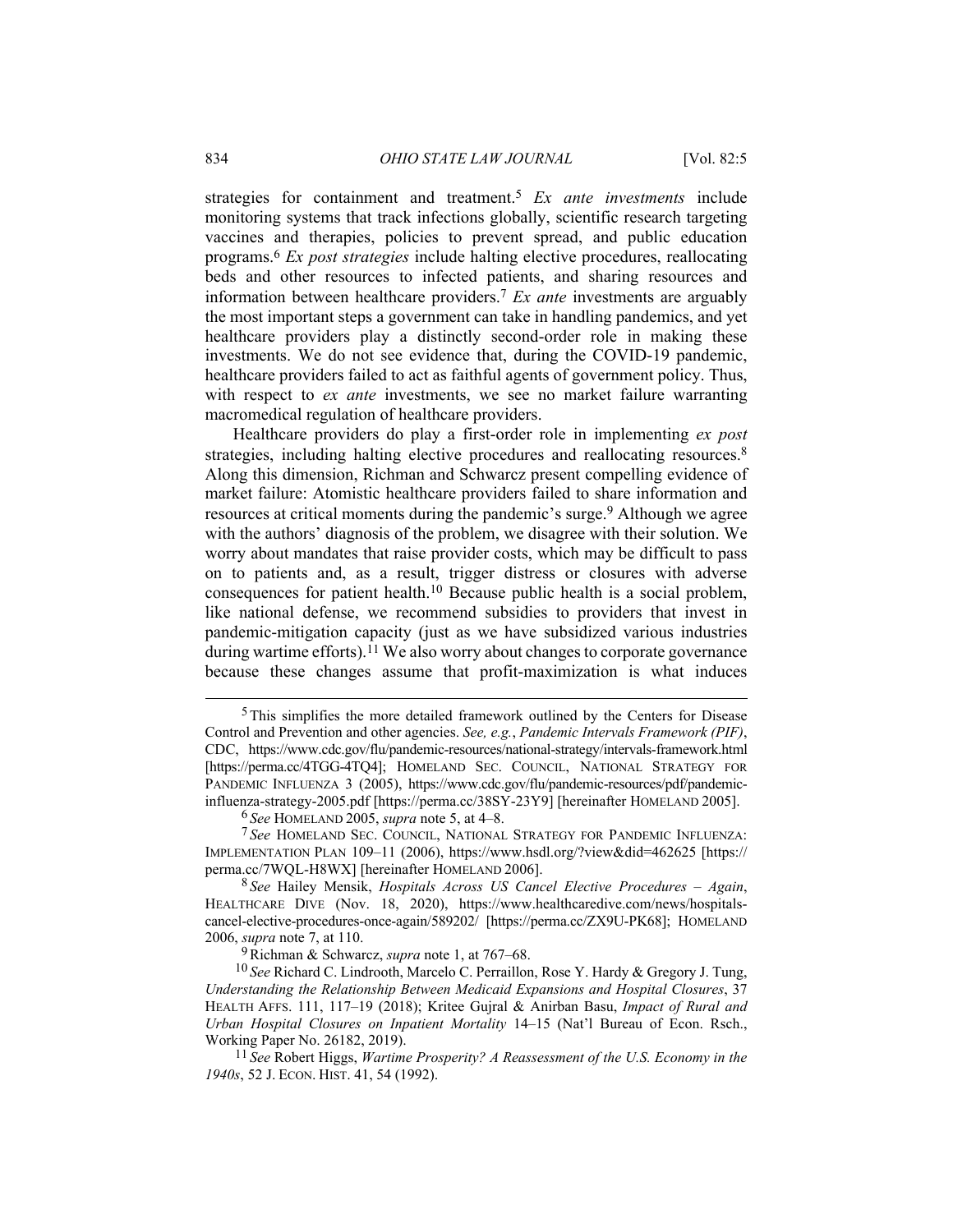strategies for containment and treatment.[5] *Ex ante investments* include monitoring systems that track infections globally, scientific research targeting vaccines and therapies, policies to prevent spread, and public education programs.[6] *Ex post strategies* include halting elective procedures, reallocating beds and other resources to infected patients, and sharing resources and information between healthcare providers.[7] *Ex ante* investments are arguably the most important steps a government can take in handling pandemics, and yet healthcare providers play a distinctly second-order role in making these investments. We do not see evidence that, during the COVID-19 pandemic, healthcare providers failed to act as faithful agents of government policy. Thus, with respect to *ex ante* investments, we see no market failure warranting macromedical regulation of healthcare providers.

Healthcare providers do play a first-order role in implementing *ex post* strategies, including halting elective procedures and reallocating resources.[8] Along this dimension, Richman and Schwarcz present compelling evidence of market failure: Atomistic healthcare providers failed to share information and resources at critical moments during the pandemic's surge.[9] Although we agree with the authors' diagnosis of the problem, we disagree with their solution. We worry about mandates that raise provider costs, which may be difficult to pass on to patients and, as a result, trigger distress or closures with adverse consequences for patient health.[10] Because public health is a social problem, like national defense, we recommend subsidies to providers that invest in pandemic-mitigation capacity (just as we have subsidized various industries during wartime efforts).[11] We also worry about changes to corporate governance because these changes assume that profit-maximization is what induces

---

[5] This simplifies the more detailed framework outlined by the Centers for Disease Control and Prevention and other agencies. *See, e.g.*, *Pandemic Intervals Framework (PIF)*, CDC, https://www.cdc.gov/flu/pandemic-resources/national-strategy/intervals-framework.html [https://perma.cc/4TGG-4TQ4]; HOMELAND SEC. COUNCIL, NATIONAL STRATEGY FOR PANDEMIC INFLUENZA 3 (2005), https://www.cdc.gov/flu/pandemic-resources/pdf/pandemic-influenza-strategy-2005.pdf [https://perma.cc/38SY-23Y9] [hereinafter HOMELAND 2005].

[6] *See* HOMELAND 2005, *supra* note 5, at 4–8.

[7] *See* HOMELAND SEC. COUNCIL, NATIONAL STRATEGY FOR PANDEMIC INFLUENZA: IMPLEMENTATION PLAN 109–11 (2006), https://www.hsdl.org/?view&did=462625 [https://perma.cc/7WQL-H8WX] [hereinafter HOMELAND 2006].

[8] *See* Hailey Mensik, *Hospitals Across US Cancel Elective Procedures – Again*, HEALTHCARE DIVE (Nov. 18, 2020), https://www.healthcaredive.com/news/hospitals-cancel-elective-procedures-once-again/589202/ [https://perma.cc/ZX9U-PK68]; HOMELAND 2006, *supra* note 7, at 110.

[9] Richman & Schwarcz, *supra* note 1, at 767–68.

[10] *See* Richard C. Lindrooth, Marcelo C. Perraillon, Rose Y. Hardy & Gregory J. Tung, *Understanding the Relationship Between Medicaid Expansions and Hospital Closures*, 37 HEALTH AFFS. 111, 117–19 (2018); Kritee Gujral & Anirban Basu, *Impact of Rural and Urban Hospital Closures on Inpatient Mortality* 14–15 (Nat'l Bureau of Econ. Rsch., Working Paper No. 26182, 2019).

[11] *See* Robert Higgs, *Wartime Prosperity? A Reassessment of the U.S. Economy in the 1940s*, 52 J. ECON. HIST. 41, 54 (1992).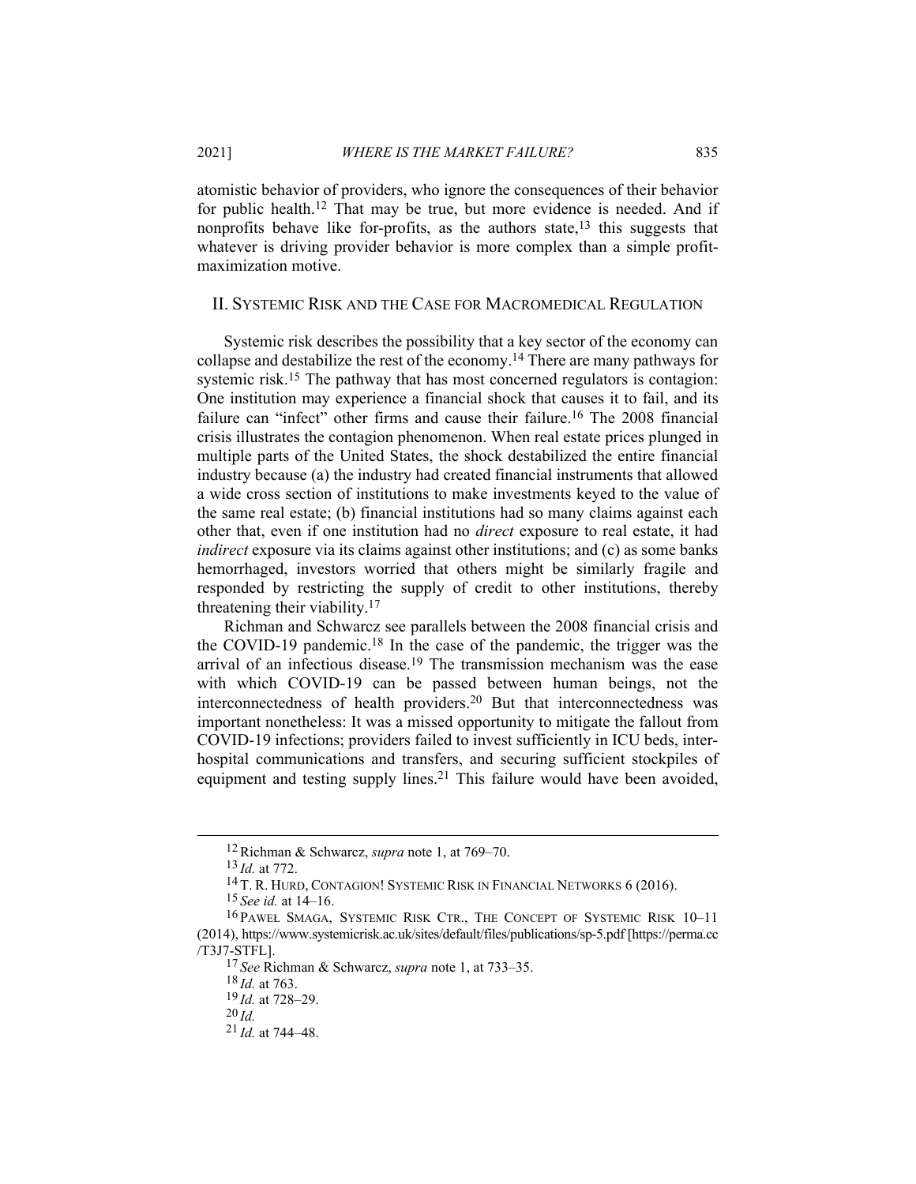atomistic behavior of providers, who ignore the consequences of their behavior for public health.[12] That may be true, but more evidence is needed. And if nonprofits behave like for-profits, as the authors state,[13] this suggests that whatever is driving provider behavior is more complex than a simple profit-maximization motive.

## II. SYSTEMIC RISK AND THE CASE FOR MACROMEDICAL REGULATION

Systemic risk describes the possibility that a key sector of the economy can collapse and destabilize the rest of the economy.[14] There are many pathways for systemic risk.[15] The pathway that has most concerned regulators is contagion: One institution may experience a financial shock that causes it to fail, and its failure can "infect" other firms and cause their failure.[16] The 2008 financial crisis illustrates the contagion phenomenon. When real estate prices plunged in multiple parts of the United States, the shock destabilized the entire financial industry because (a) the industry had created financial instruments that allowed a wide cross section of institutions to make investments keyed to the value of the same real estate; (b) financial institutions had so many claims against each other that, even if one institution had no *direct* exposure to real estate, it had *indirect* exposure via its claims against other institutions; and (c) as some banks hemorrhaged, investors worried that others might be similarly fragile and responded by restricting the supply of credit to other institutions, thereby threatening their viability.[17]

Richman and Schwarcz see parallels between the 2008 financial crisis and the COVID-19 pandemic.[18] In the case of the pandemic, the trigger was the arrival of an infectious disease.[19] The transmission mechanism was the ease with which COVID-19 can be passed between human beings, not the interconnectedness of health providers.[20] But that interconnectedness was important nonetheless: It was a missed opportunity to mitigate the fallout from COVID-19 infections; providers failed to invest sufficiently in ICU beds, inter-hospital communications and transfers, and securing sufficient stockpiles of equipment and testing supply lines.[21] This failure would have been avoided,

---

[12] Richman & Schwarcz, *supra* note 1, at 769–70.

[13] *Id.* at 772.

[14] T. R. HURD, CONTAGION! SYSTEMIC RISK IN FINANCIAL NETWORKS 6 (2016).

[15] *See id.* at 14–16.

[16] PAWEŁ SMAGA, SYSTEMIC RISK CTR., THE CONCEPT OF SYSTEMIC RISK 10–11 (2014), https://www.systemicrisk.ac.uk/sites/default/files/publications/sp-5.pdf [https://perma.cc/T3J7-STFL].

[17] *See* Richman & Schwarcz, *supra* note 1, at 733–35.

[18] *Id.* at 763.

[19] *Id.* at 728–29.

[20] *Id.*

[21] *Id.* at 744–48.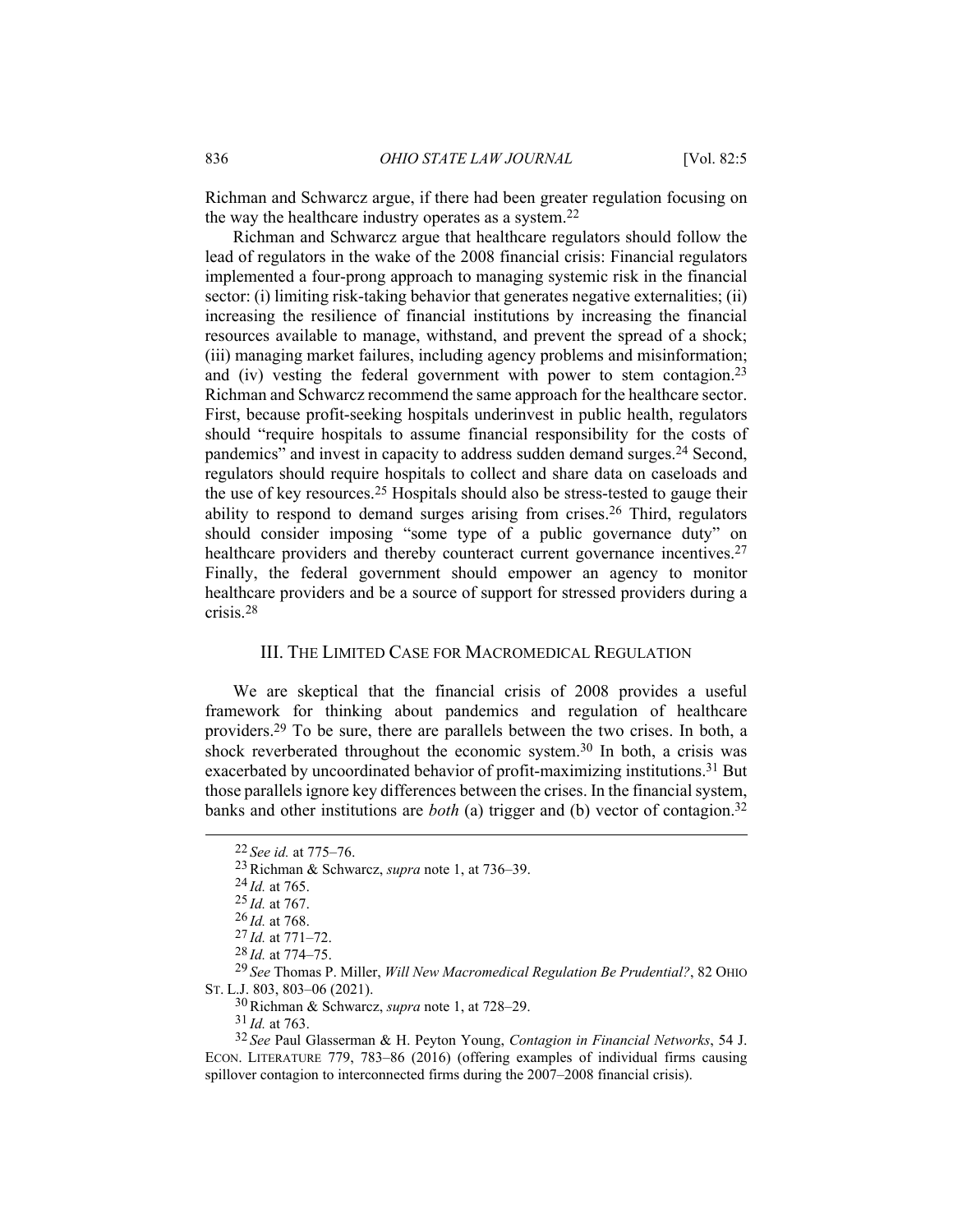Richman and Schwarcz argue, if there had been greater regulation focusing on the way the healthcare industry operates as a system.[22]

Richman and Schwarcz argue that healthcare regulators should follow the lead of regulators in the wake of the 2008 financial crisis: Financial regulators implemented a four-prong approach to managing systemic risk in the financial sector: (i) limiting risk-taking behavior that generates negative externalities; (ii) increasing the resilience of financial institutions by increasing the financial resources available to manage, withstand, and prevent the spread of a shock; (iii) managing market failures, including agency problems and misinformation; and (iv) vesting the federal government with power to stem contagion.[23] Richman and Schwarcz recommend the same approach for the healthcare sector. First, because profit-seeking hospitals underinvest in public health, regulators should "require hospitals to assume financial responsibility for the costs of pandemics" and invest in capacity to address sudden demand surges.[24] Second, regulators should require hospitals to collect and share data on caseloads and the use of key resources.[25] Hospitals should also be stress-tested to gauge their ability to respond to demand surges arising from crises.[26] Third, regulators should consider imposing "some type of a public governance duty" on healthcare providers and thereby counteract current governance incentives.[27] Finally, the federal government should empower an agency to monitor healthcare providers and be a source of support for stressed providers during a crisis.[28]

## III. THE LIMITED CASE FOR MACROMEDICAL REGULATION

We are skeptical that the financial crisis of 2008 provides a useful framework for thinking about pandemics and regulation of healthcare providers.[29] To be sure, there are parallels between the two crises. In both, a shock reverberated throughout the economic system.[30] In both, a crisis was exacerbated by uncoordinated behavior of profit-maximizing institutions.[31] But those parallels ignore key differences between the crises. In the financial system, banks and other institutions are *both* (a) trigger and (b) vector of contagion.[32]

---

[22] *See id.* at 775–76.

[23] Richman & Schwarcz, *supra* note 1, at 736–39.

[24] *Id.* at 765.

[25] *Id.* at 767.

[26] *Id.* at 768.

[27] *Id.* at 771–72.

[28] *Id.* at 774–75.

[29] *See* Thomas P. Miller, *Will New Macromedical Regulation Be Prudential?*, 82 OHIO ST. L.J. 803, 803–06 (2021).

[30] Richman & Schwarcz, *supra* note 1, at 728–29.

[31] *Id.* at 763.

[32] *See* Paul Glasserman & H. Peyton Young, *Contagion in Financial Networks*, 54 J. ECON. LITERATURE 779, 783–86 (2016) (offering examples of individual firms causing spillover contagion to interconnected firms during the 2007–2008 financial crisis).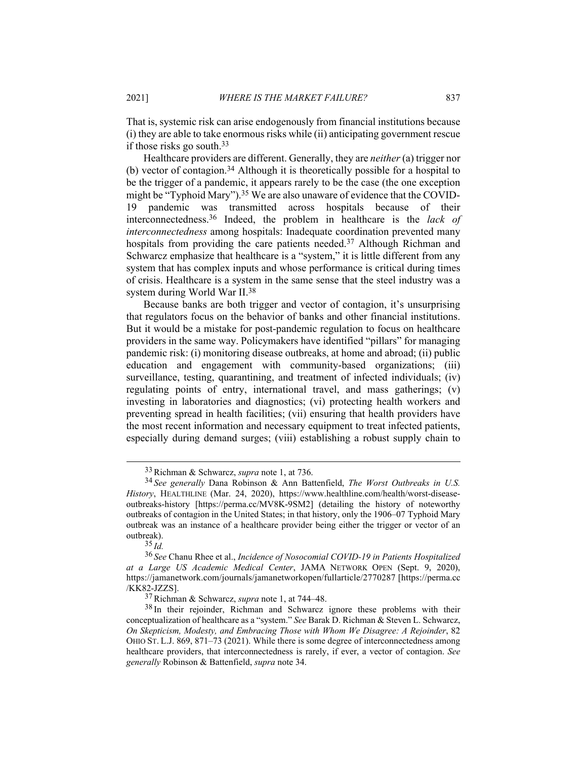That is, systemic risk can arise endogenously from financial institutions because (i) they are able to take enormous risks while (ii) anticipating government rescue if those risks go south.[33]

Healthcare providers are different. Generally, they are *neither* (a) trigger nor (b) vector of contagion.[34] Although it is theoretically possible for a hospital to be the trigger of a pandemic, it appears rarely to be the case (the one exception might be "Typhoid Mary").[35] We are also unaware of evidence that the COVID-19 pandemic was transmitted across hospitals because of their interconnectedness.[36] Indeed, the problem in healthcare is the *lack of interconnectedness* among hospitals: Inadequate coordination prevented many hospitals from providing the care patients needed.[37] Although Richman and Schwarcz emphasize that healthcare is a "system," it is little different from any system that has complex inputs and whose performance is critical during times of crisis. Healthcare is a system in the same sense that the steel industry was a system during World War II.[38]

Because banks are both trigger and vector of contagion, it's unsurprising that regulators focus on the behavior of banks and other financial institutions. But it would be a mistake for post-pandemic regulation to focus on healthcare providers in the same way. Policymakers have identified "pillars" for managing pandemic risk: (i) monitoring disease outbreaks, at home and abroad; (ii) public education and engagement with community-based organizations; (iii) surveillance, testing, quarantining, and treatment of infected individuals; (iv) regulating points of entry, international travel, and mass gatherings; (v) investing in laboratories and diagnostics; (vi) protecting health workers and preventing spread in health facilities; (vii) ensuring that health providers have the most recent information and necessary equipment to treat infected patients, especially during demand surges; (viii) establishing a robust supply chain to

---

[33] Richman & Schwarcz, *supra* note 1, at 736.

[34] *See generally* Dana Robinson & Ann Battenfield, *The Worst Outbreaks in U.S. History*, HEALTHLINE (Mar. 24, 2020), https://www.healthline.com/health/worst-disease-outbreaks-history [https://perma.cc/MV8K-9SM2] (detailing the history of noteworthy outbreaks of contagion in the United States; in that history, only the 1906–07 Typhoid Mary outbreak was an instance of a healthcare provider being either the trigger or vector of an outbreak).

[35] *Id.*

[36] *See* Chanu Rhee et al., *Incidence of Nosocomial COVID-19 in Patients Hospitalized at a Large US Academic Medical Center*, JAMA NETWORK OPEN (Sept. 9, 2020), https://jamanetwork.com/journals/jamanetworkopen/fullarticle/2770287 [https://perma.cc/KK82-JZZS].

[37] Richman & Schwarcz, *supra* note 1, at 744–48.

[38] In their rejoinder, Richman and Schwarcz ignore these problems with their conceptualization of healthcare as a "system." *See* Barak D. Richman & Steven L. Schwarcz, *On Skepticism, Modesty, and Embracing Those with Whom We Disagree: A Rejoinder*, 82 OHIO ST. L.J. 869, 871–73 (2021). While there is some degree of interconnectedness among healthcare providers, that interconnectedness is rarely, if ever, a vector of contagion. *See generally* Robinson & Battenfield, *supra* note 34.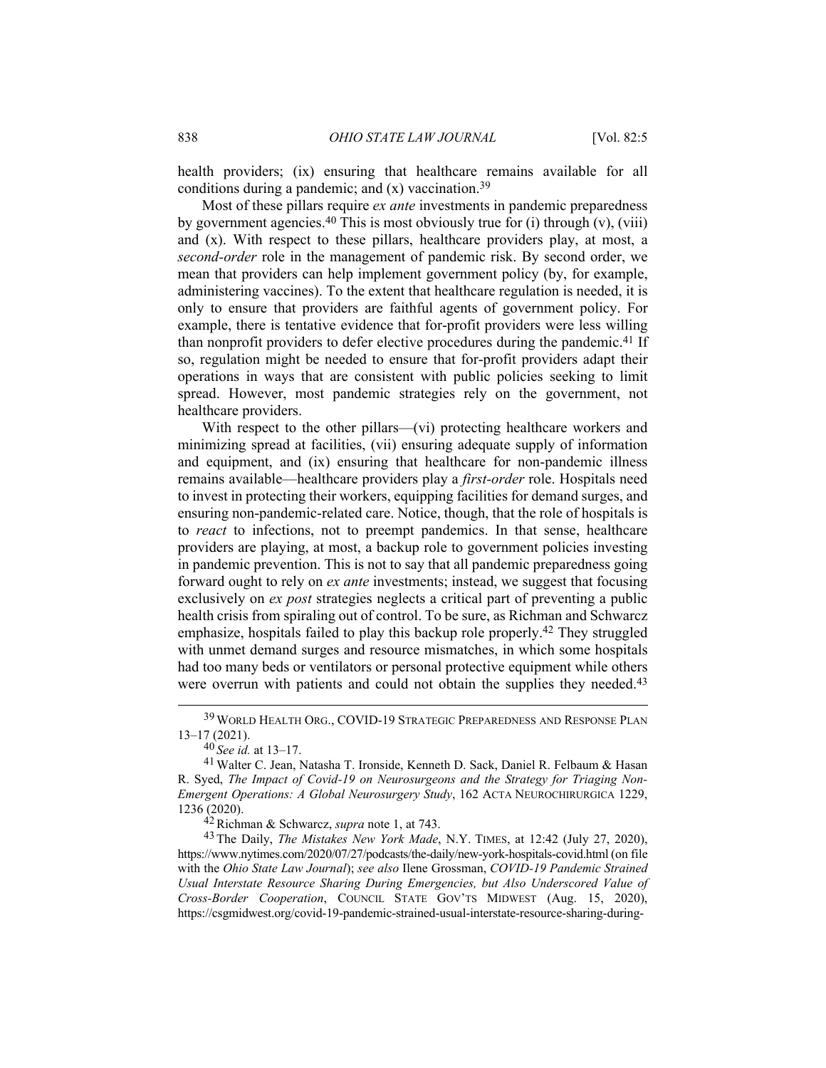health providers; (ix) ensuring that healthcare remains available for all conditions during a pandemic; and (x) vaccination.[39]

Most of these pillars require *ex ante* investments in pandemic preparedness by government agencies.[40] This is most obviously true for (i) through (v), (viii) and (x). With respect to these pillars, healthcare providers play, at most, a *second-order* role in the management of pandemic risk. By second order, we mean that providers can help implement government policy (by, for example, administering vaccines). To the extent that healthcare regulation is needed, it is only to ensure that providers are faithful agents of government policy. For example, there is tentative evidence that for-profit providers were less willing than nonprofit providers to defer elective procedures during the pandemic.[41] If so, regulation might be needed to ensure that for-profit providers adapt their operations in ways that are consistent with public policies seeking to limit spread. However, most pandemic strategies rely on the government, not healthcare providers.

With respect to the other pillars—(vi) protecting healthcare workers and minimizing spread at facilities, (vii) ensuring adequate supply of information and equipment, and (ix) ensuring that healthcare for non-pandemic illness remains available—healthcare providers play a *first-order* role. Hospitals need to invest in protecting their workers, equipping facilities for demand surges, and ensuring non-pandemic-related care. Notice, though, that the role of hospitals is to *react* to infections, not to preempt pandemics. In that sense, healthcare providers are playing, at most, a backup role to government policies investing in pandemic prevention. This is not to say that all pandemic preparedness going forward ought to rely on *ex ante* investments; instead, we suggest that focusing exclusively on *ex post* strategies neglects a critical part of preventing a public health crisis from spiraling out of control. To be sure, as Richman and Schwarcz emphasize, hospitals failed to play this backup role properly.[42] They struggled with unmet demand surges and resource mismatches, in which some hospitals had too many beds or ventilators or personal protective equipment while others were overrun with patients and could not obtain the supplies they needed.[43]

---

[39] WORLD HEALTH ORG., COVID-19 STRATEGIC PREPAREDNESS AND RESPONSE PLAN 13–17 (2021).

[40] *See id.* at 13–17.

[41] Walter C. Jean, Natasha T. Ironside, Kenneth D. Sack, Daniel R. Felbaum & Hasan R. Syed, *The Impact of Covid-19 on Neurosurgeons and the Strategy for Triaging Non-Emergent Operations: A Global Neurosurgery Study*, 162 ACTA NEUROCHIRURGICA 1229, 1236 (2020).

[42] Richman & Schwarcz, *supra* note 1, at 743.

[43] The Daily, *The Mistakes New York Made*, N.Y. TIMES, at 12:42 (July 27, 2020), https://www.nytimes.com/2020/07/27/podcasts/the-daily/new-york-hospitals-covid.html (on file with the *Ohio State Law Journal*); *see also* Ilene Grossman, *COVID-19 Pandemic Strained Usual Interstate Resource Sharing During Emergencies, but Also Underscored Value of Cross-Border Cooperation*, COUNCIL STATE GOV'TS MIDWEST (Aug. 15, 2020), https://csgmidwest.org/covid-19-pandemic-strained-usual-interstate-resource-sharing-during-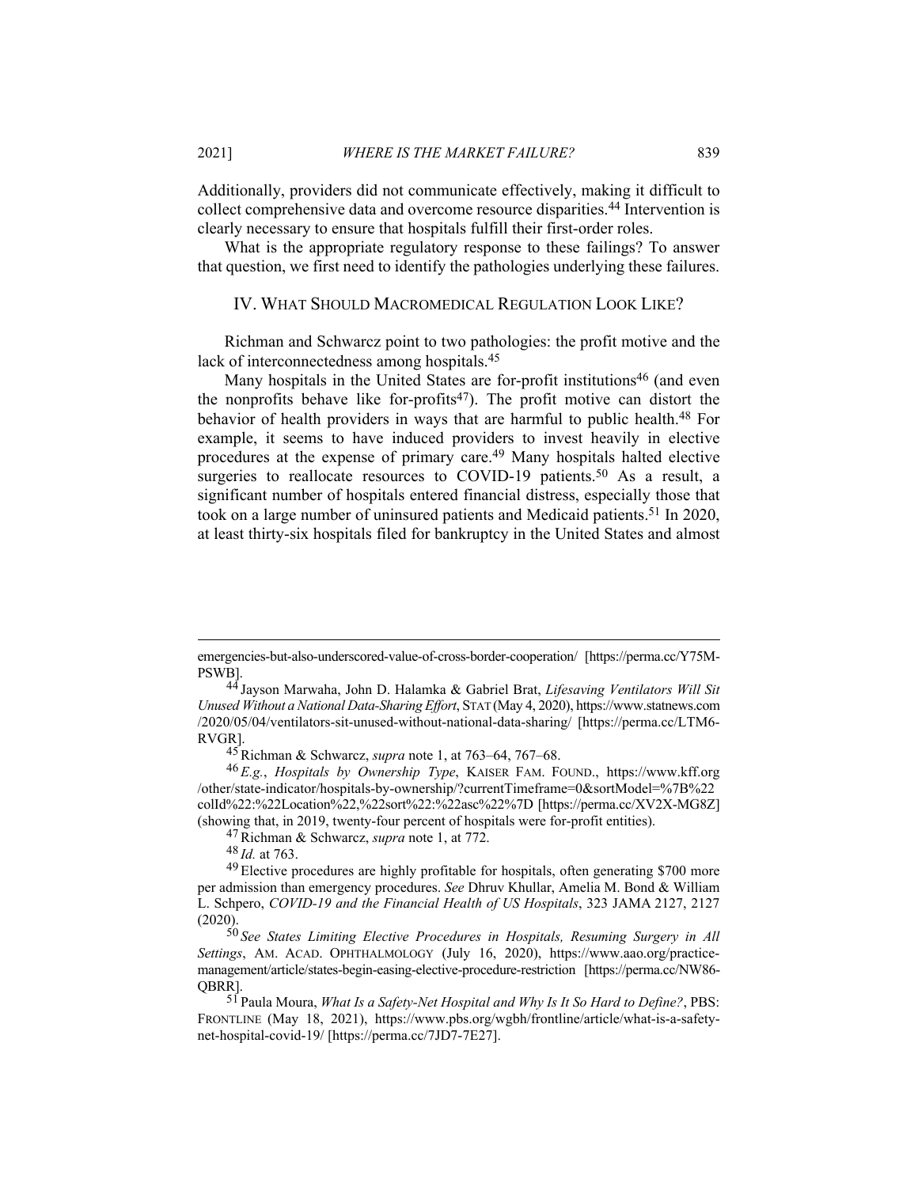Additionally, providers did not communicate effectively, making it difficult to collect comprehensive data and overcome resource disparities.[44] Intervention is clearly necessary to ensure that hospitals fulfill their first-order roles.

What is the appropriate regulatory response to these failings? To answer that question, we first need to identify the pathologies underlying these failures.

## IV. WHAT SHOULD MACROMEDICAL REGULATION LOOK LIKE?

Richman and Schwarcz point to two pathologies: the profit motive and the lack of interconnectedness among hospitals.[45]

Many hospitals in the United States are for-profit institutions[46] (and even the nonprofits behave like for-profits[47]). The profit motive can distort the behavior of health providers in ways that are harmful to public health.[48] For example, it seems to have induced providers to invest heavily in elective procedures at the expense of primary care.[49] Many hospitals halted elective surgeries to reallocate resources to COVID-19 patients.[50] As a result, a significant number of hospitals entered financial distress, especially those that took on a large number of uninsured patients and Medicaid patients.[51] In 2020, at least thirty-six hospitals filed for bankruptcy in the United States and almost

---

emergencies-but-also-underscored-value-of-cross-border-cooperation/ [https://perma.cc/Y75M-PSWB].

[44] Jayson Marwaha, John D. Halamka & Gabriel Brat, *Lifesaving Ventilators Will Sit Unused Without a National Data-Sharing Effort*, STAT (May 4, 2020), https://www.statnews.com/2020/05/04/ventilators-sit-unused-without-national-data-sharing/ [https://perma.cc/LTM6-RVGR].

[45] Richman & Schwarcz, *supra* note 1, at 763–64, 767–68.

[46] *E.g.*, *Hospitals by Ownership Type*, KAISER FAM. FOUND., https://www.kff.org/other/state-indicator/hospitals-by-ownership/?currentTimeframe=0&sortModel=%7B%22colId%22:%22Location%22,%22sort%22:%22asc%22%7D [https://perma.cc/XV2X-MG8Z] (showing that, in 2019, twenty-four percent of hospitals were for-profit entities).

[47] Richman & Schwarcz, *supra* note 1, at 772.

[48] *Id.* at 763.

[49] Elective procedures are highly profitable for hospitals, often generating $700 more per admission than emergency procedures. *See* Dhruv Khullar, Amelia M. Bond & William L. Schpero, *COVID-19 and the Financial Health of US Hospitals*, 323 JAMA 2127, 2127 (2020).

[50] *See States Limiting Elective Procedures in Hospitals, Resuming Surgery in All Settings*, AM. ACAD. OPHTHALMOLOGY (July 16, 2020), https://www.aao.org/practice-management/article/states-begin-easing-elective-procedure-restriction [https://perma.cc/NW86-QBRR].

[51] Paula Moura, *What Is a Safety-Net Hospital and Why Is It So Hard to Define?*, PBS: FRONTLINE (May 18, 2021), https://www.pbs.org/wgbh/frontline/article/what-is-a-safety-net-hospital-covid-19/ [https://perma.cc/7JD7-7E27].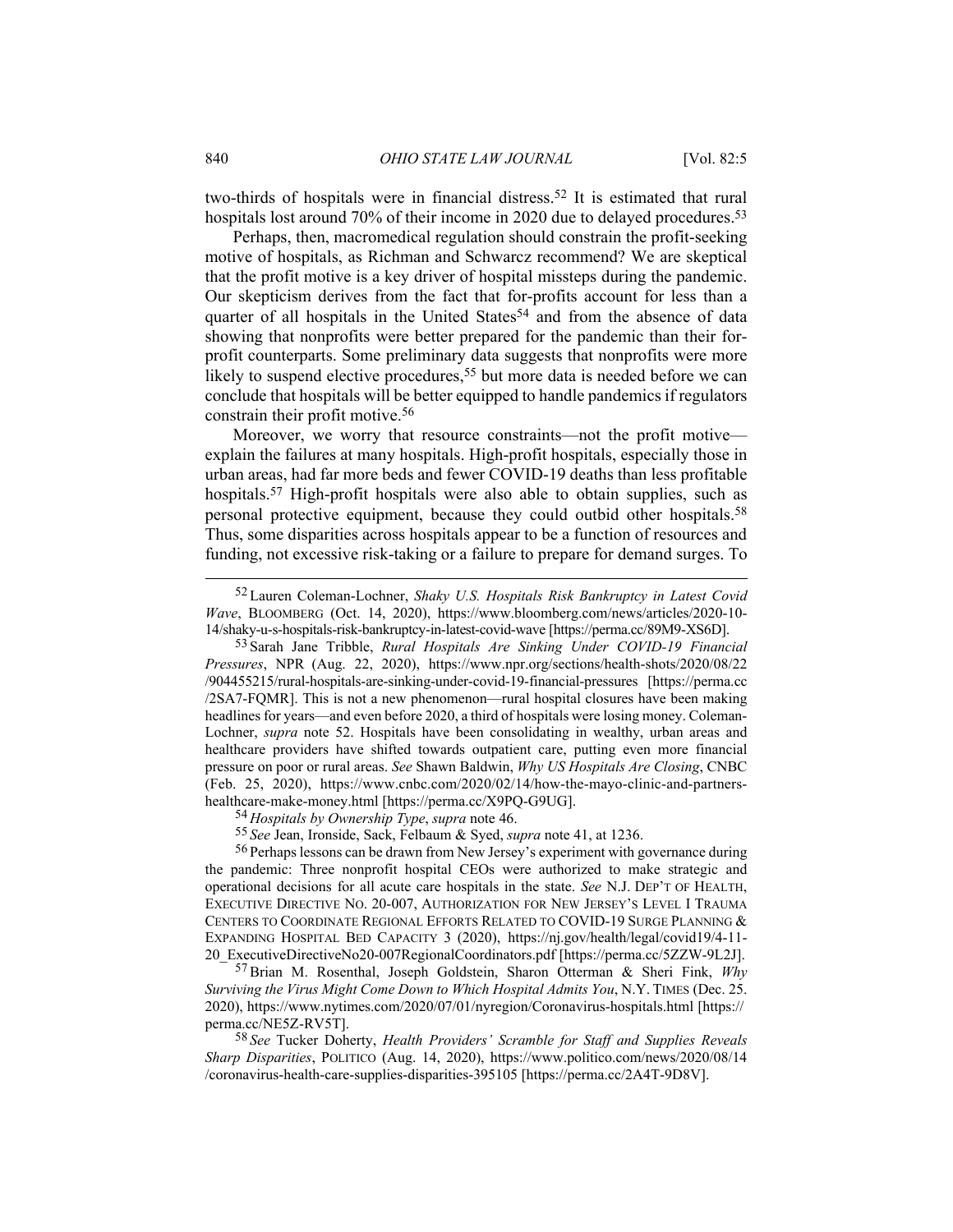two-thirds of hospitals were in financial distress.[52] It is estimated that rural hospitals lost around 70% of their income in 2020 due to delayed procedures.[53]

Perhaps, then, macromedical regulation should constrain the profit-seeking motive of hospitals, as Richman and Schwarcz recommend? We are skeptical that the profit motive is a key driver of hospital missteps during the pandemic. Our skepticism derives from the fact that for-profits account for less than a quarter of all hospitals in the United States[54] and from the absence of data showing that nonprofits were better prepared for the pandemic than their for-profit counterparts. Some preliminary data suggests that nonprofits were more likely to suspend elective procedures,[55] but more data is needed before we can conclude that hospitals will be better equipped to handle pandemics if regulators constrain their profit motive.[56]

Moreover, we worry that resource constraints—not the profit motive—explain the failures at many hospitals. High-profit hospitals, especially those in urban areas, had far more beds and fewer COVID-19 deaths than less profitable hospitals.[57] High-profit hospitals were also able to obtain supplies, such as personal protective equipment, because they could outbid other hospitals.[58] Thus, some disparities across hospitals appear to be a function of resources and funding, not excessive risk-taking or a failure to prepare for demand surges. To

---

[52] Lauren Coleman-Lochner, *Shaky U.S. Hospitals Risk Bankruptcy in Latest Covid Wave*, BLOOMBERG (Oct. 14, 2020), https://www.bloomberg.com/news/articles/2020-10-14/shaky-u-s-hospitals-risk-bankruptcy-in-latest-covid-wave [https://perma.cc/89M9-XS6D].

[53] Sarah Jane Tribble, *Rural Hospitals Are Sinking Under COVID-19 Financial Pressures*, NPR (Aug. 22, 2020), https://www.npr.org/sections/health-shots/2020/08/22/904455215/rural-hospitals-are-sinking-under-covid-19-financial-pressures [https://perma.cc/2SA7-FQMR]. This is not a new phenomenon—rural hospital closures have been making headlines for years—and even before 2020, a third of hospitals were losing money. Coleman-Lochner, *supra* note 52. Hospitals have been consolidating in wealthy, urban areas and healthcare providers have shifted towards outpatient care, putting even more financial pressure on poor or rural areas. *See* Shawn Baldwin, *Why US Hospitals Are Closing*, CNBC (Feb. 25, 2020), https://www.cnbc.com/2020/02/14/how-the-mayo-clinic-and-partners-healthcare-make-money.html [https://perma.cc/X9PQ-G9UG].

[54] *Hospitals by Ownership Type*, *supra* note 46.

[55] *See* Jean, Ironside, Sack, Felbaum & Syed, *supra* note 41, at 1236.

[56] Perhaps lessons can be drawn from New Jersey's experiment with governance during the pandemic: Three nonprofit hospital CEOs were authorized to make strategic and operational decisions for all acute care hospitals in the state. *See* N.J. DEP'T OF HEALTH, EXECUTIVE DIRECTIVE NO. 20-007, AUTHORIZATION FOR NEW JERSEY'S LEVEL I TRAUMA CENTERS TO COORDINATE REGIONAL EFFORTS RELATED TO COVID-19 SURGE PLANNING & EXPANDING HOSPITAL BED CAPACITY 3 (2020), https://nj.gov/health/legal/covid19/4-11-20_ExecutiveDirectiveNo20-007RegionalCoordinators.pdf [https://perma.cc/5ZZW-9L2J].

[57] Brian M. Rosenthal, Joseph Goldstein, Sharon Otterman & Sheri Fink, *Why Surviving the Virus Might Come Down to Which Hospital Admits You*, N.Y. TIMES (Dec. 25. 2020), https://www.nytimes.com/2020/07/01/nyregion/Coronavirus-hospitals.html [https://perma.cc/NE5Z-RV5T].

[58] *See* Tucker Doherty, *Health Providers' Scramble for Staff and Supplies Reveals Sharp Disparities*, POLITICO (Aug. 14, 2020), https://www.politico.com/news/2020/08/14/coronavirus-health-care-supplies-disparities-395105 [https://perma.cc/2A4T-9D8V].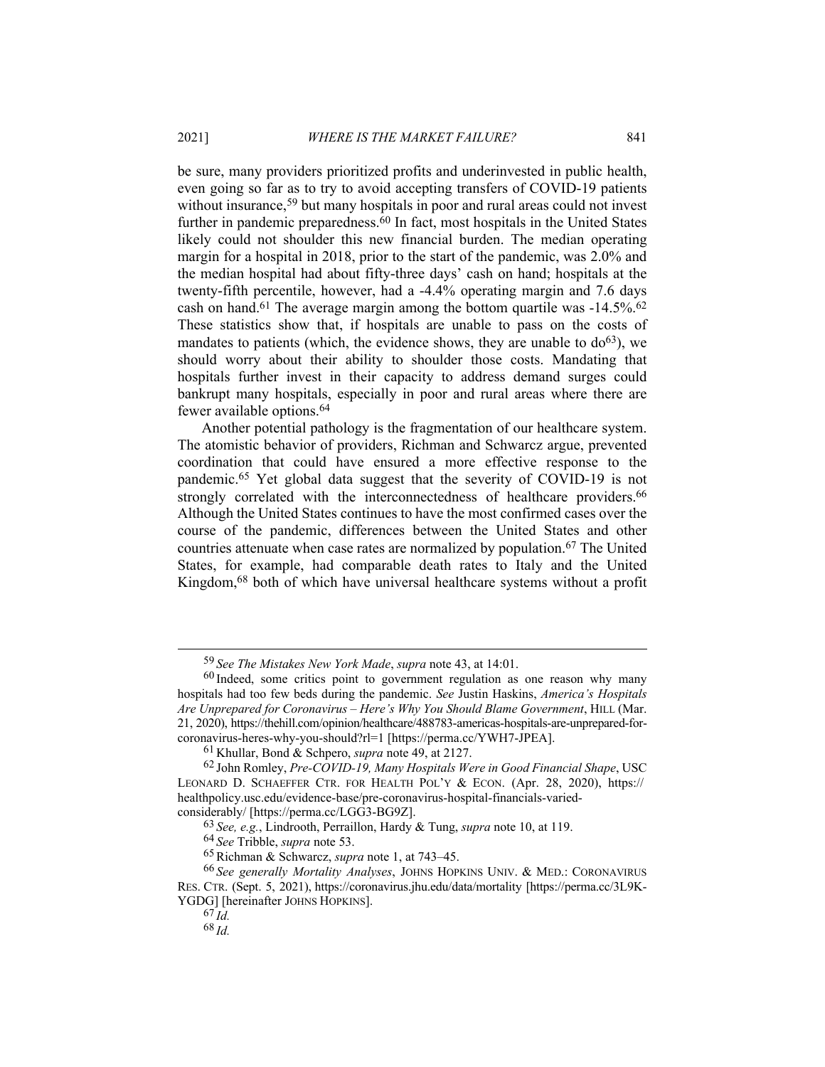be sure, many providers prioritized profits and underinvested in public health, even going so far as to try to avoid accepting transfers of COVID-19 patients without insurance,[59] but many hospitals in poor and rural areas could not invest further in pandemic preparedness.[60] In fact, most hospitals in the United States likely could not shoulder this new financial burden. The median operating margin for a hospital in 2018, prior to the start of the pandemic, was 2.0% and the median hospital had about fifty-three days' cash on hand; hospitals at the twenty-fifth percentile, however, had a -4.4% operating margin and 7.6 days cash on hand.[61] The average margin among the bottom quartile was -14.5%.[62] These statistics show that, if hospitals are unable to pass on the costs of mandates to patients (which, the evidence shows, they are unable to do[63]), we should worry about their ability to shoulder those costs. Mandating that hospitals further invest in their capacity to address demand surges could bankrupt many hospitals, especially in poor and rural areas where there are fewer available options.[64]

Another potential pathology is the fragmentation of our healthcare system. The atomistic behavior of providers, Richman and Schwarcz argue, prevented coordination that could have ensured a more effective response to the pandemic.[65] Yet global data suggest that the severity of COVID-19 is not strongly correlated with the interconnectedness of healthcare providers.[66] Although the United States continues to have the most confirmed cases over the course of the pandemic, differences between the United States and other countries attenuate when case rates are normalized by population.[67] The United States, for example, had comparable death rates to Italy and the United Kingdom,[68] both of which have universal healthcare systems without a profit

---

[59] *See The Mistakes New York Made*, *supra* note 43, at 14:01.

[60] Indeed, some critics point to government regulation as one reason why many hospitals had too few beds during the pandemic. *See* Justin Haskins, *America's Hospitals Are Unprepared for Coronavirus – Here's Why You Should Blame Government*, HILL (Mar. 21, 2020), https://thehill.com/opinion/healthcare/488783-americas-hospitals-are-unprepared-for-coronavirus-heres-why-you-should?rl=1 [https://perma.cc/YWH7-JPEA].

[61] Khullar, Bond & Schpero, *supra* note 49, at 2127.

[62] John Romley, *Pre-COVID-19, Many Hospitals Were in Good Financial Shape*, USC LEONARD D. SCHAEFFER CTR. FOR HEALTH POL'Y & ECON. (Apr. 28, 2020), https://healthpolicy.usc.edu/evidence-base/pre-coronavirus-hospital-financials-varied-considerably/ [https://perma.cc/LGG3-BG9Z].

[63] *See, e.g.*, Lindrooth, Perraillon, Hardy & Tung, *supra* note 10, at 119.

[64] *See* Tribble, *supra* note 53.

[65] Richman & Schwarcz, *supra* note 1, at 743–45.

[66] *See generally Mortality Analyses*, JOHNS HOPKINS UNIV. & MED.: CORONAVIRUS RES. CTR. (Sept. 5, 2021), https://coronavirus.jhu.edu/data/mortality [https://perma.cc/3L9K-YGDG] [hereinafter JOHNS HOPKINS].

[67] *Id.*

[68] *Id.*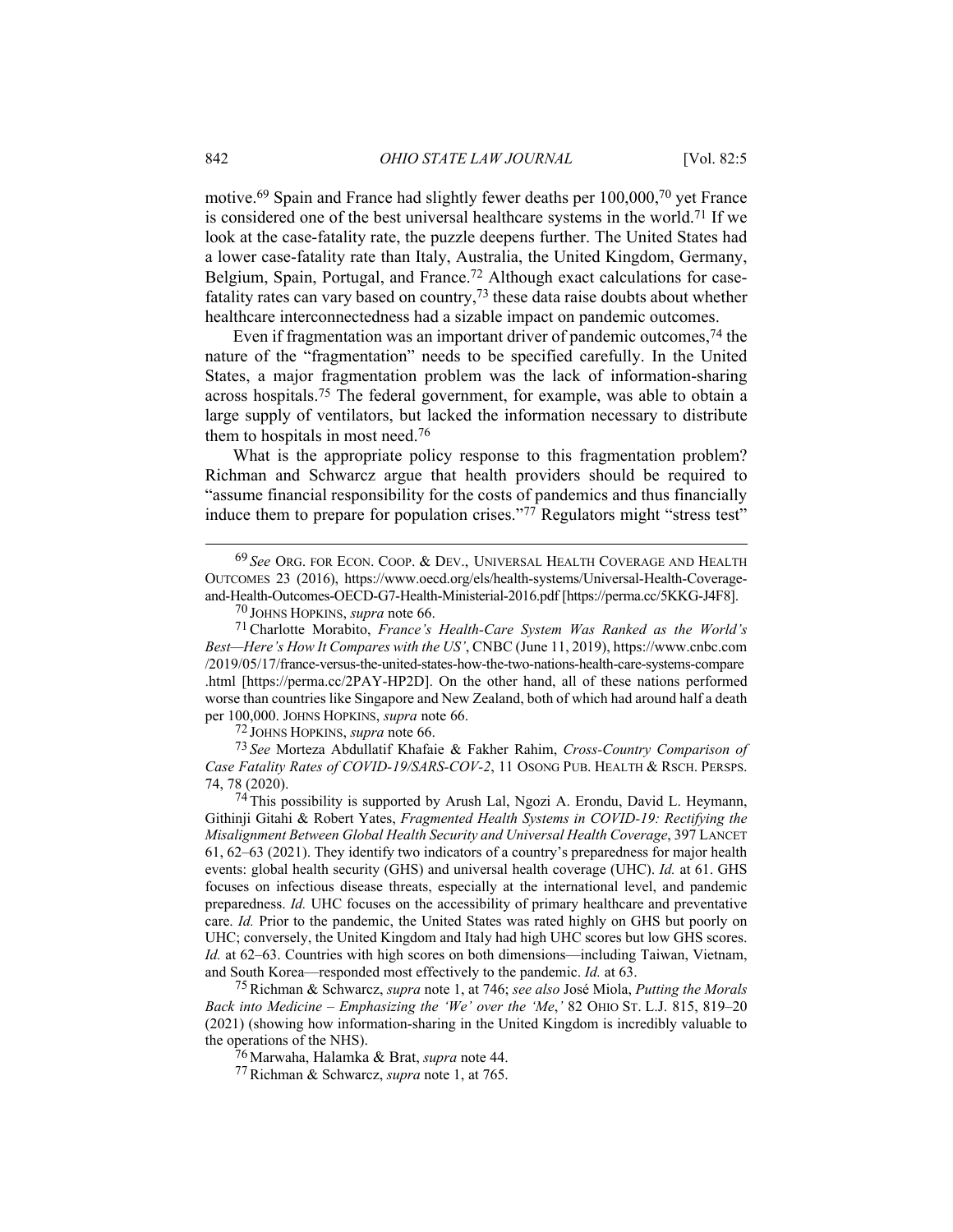motive.[69] Spain and France had slightly fewer deaths per 100,000,[70] yet France is considered one of the best universal healthcare systems in the world.[71] If we look at the case-fatality rate, the puzzle deepens further. The United States had a lower case-fatality rate than Italy, Australia, the United Kingdom, Germany, Belgium, Spain, Portugal, and France.[72] Although exact calculations for case-fatality rates can vary based on country,[73] these data raise doubts about whether healthcare interconnectedness had a sizable impact on pandemic outcomes.

Even if fragmentation was an important driver of pandemic outcomes,[74] the nature of the "fragmentation" needs to be specified carefully. In the United States, a major fragmentation problem was the lack of information-sharing across hospitals.[75] The federal government, for example, was able to obtain a large supply of ventilators, but lacked the information necessary to distribute them to hospitals in most need.[76]

What is the appropriate policy response to this fragmentation problem? Richman and Schwarcz argue that health providers should be required to "assume financial responsibility for the costs of pandemics and thus financially induce them to prepare for population crises."[77] Regulators might "stress test"

---

[69] *See* ORG. FOR ECON. COOP. & DEV., UNIVERSAL HEALTH COVERAGE AND HEALTH OUTCOMES 23 (2016), https://www.oecd.org/els/health-systems/Universal-Health-Coverage-and-Health-Outcomes-OECD-G7-Health-Ministerial-2016.pdf [https://perma.cc/5KKG-J4F8].

[70] JOHNS HOPKINS, *supra* note 66.

[71] Charlotte Morabito, *France's Health-Care System Was Ranked as the World's Best—Here's How It Compares with the US'*, CNBC (June 11, 2019), https://www.cnbc.com/2019/05/17/france-versus-the-united-states-how-the-two-nations-health-care-systems-compare.html [https://perma.cc/2PAY-HP2D]. On the other hand, all of these nations performed worse than countries like Singapore and New Zealand, both of which had around half a death per 100,000. JOHNS HOPKINS, *supra* note 66.

[72] JOHNS HOPKINS, *supra* note 66.

[73] *See* Morteza Abdullatif Khafaie & Fakher Rahim, *Cross-Country Comparison of Case Fatality Rates of COVID-19/SARS-COV-2*, 11 OSONG PUB. HEALTH & RSCH. PERSPS. 74, 78 (2020).

[74] This possibility is supported by Arush Lal, Ngozi A. Erondu, David L. Heymann, Githinji Gitahi & Robert Yates, *Fragmented Health Systems in COVID-19: Rectifying the Misalignment Between Global Health Security and Universal Health Coverage*, 397 LANCET 61, 62–63 (2021). They identify two indicators of a country's preparedness for major health events: global health security (GHS) and universal health coverage (UHC). *Id.* at 61. GHS focuses on infectious disease threats, especially at the international level, and pandemic preparedness. *Id.* UHC focuses on the accessibility of primary healthcare and preventative care. *Id.* Prior to the pandemic, the United States was rated highly on GHS but poorly on UHC; conversely, the United Kingdom and Italy had high UHC scores but low GHS scores. *Id.* at 62–63. Countries with high scores on both dimensions—including Taiwan, Vietnam, and South Korea—responded most effectively to the pandemic. *Id.* at 63.

[75] Richman & Schwarcz, *supra* note 1, at 746; *see also* José Miola, *Putting the Morals Back into Medicine – Emphasizing the 'We' over the 'Me*,*'* 82 OHIO ST. L.J. 815, 819–20 (2021) (showing how information-sharing in the United Kingdom is incredibly valuable to the operations of the NHS).

[76] Marwaha, Halamka & Brat, *supra* note 44.

[77] Richman & Schwarcz, *supra* note 1, at 765.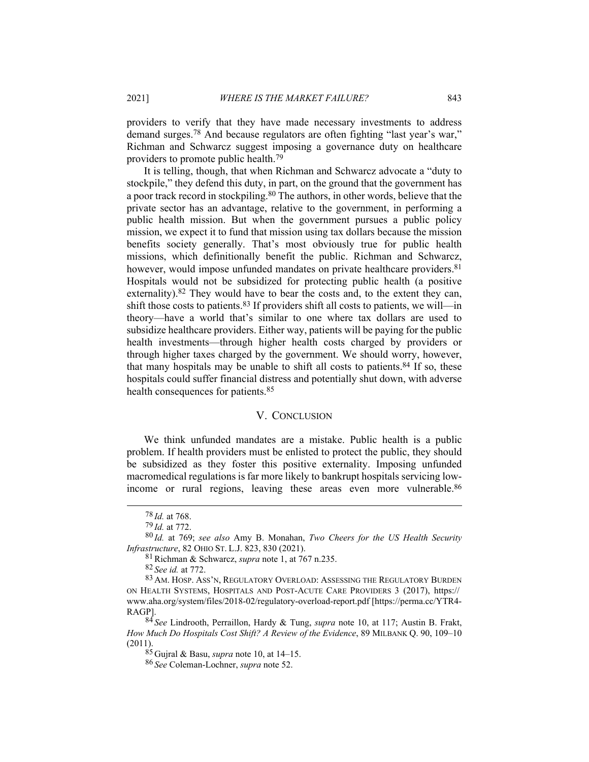providers to verify that they have made necessary investments to address demand surges.[78] And because regulators are often fighting "last year's war," Richman and Schwarcz suggest imposing a governance duty on healthcare providers to promote public health.[79]

It is telling, though, that when Richman and Schwarcz advocate a "duty to stockpile," they defend this duty, in part, on the ground that the government has a poor track record in stockpiling.[80] The authors, in other words, believe that the private sector has an advantage, relative to the government, in performing a public health mission. But when the government pursues a public policy mission, we expect it to fund that mission using tax dollars because the mission benefits society generally. That's most obviously true for public health missions, which definitionally benefit the public. Richman and Schwarcz, however, would impose unfunded mandates on private healthcare providers.[81] Hospitals would not be subsidized for protecting public health (a positive externality).[82] They would have to bear the costs and, to the extent they can, shift those costs to patients.[83] If providers shift all costs to patients, we will—in theory—have a world that's similar to one where tax dollars are used to subsidize healthcare providers. Either way, patients will be paying for the public health investments—through higher health costs charged by providers or through higher taxes charged by the government. We should worry, however, that many hospitals may be unable to shift all costs to patients.[84] If so, these hospitals could suffer financial distress and potentially shut down, with adverse health consequences for patients.[85]

## V. CONCLUSION

We think unfunded mandates are a mistake. Public health is a public problem. If health providers must be enlisted to protect the public, they should be subsidized as they foster this positive externality. Imposing unfunded macromedical regulations is far more likely to bankrupt hospitals servicing low-income or rural regions, leaving these areas even more vulnerable.[86]

---

[78] *Id.* at 768.

[79] *Id.* at 772.

[80] *Id.* at 769; *see also* Amy B. Monahan, *Two Cheers for the US Health Security Infrastructure*, 82 OHIO ST. L.J. 823, 830 (2021).

[81] Richman & Schwarcz, *supra* note 1, at 767 n.235.

[82] *See id.* at 772.

[83] AM. HOSP. ASS'N, REGULATORY OVERLOAD: ASSESSING THE REGULATORY BURDEN ON HEALTH SYSTEMS, HOSPITALS AND POST-ACUTE CARE PROVIDERS 3 (2017), https://www.aha.org/system/files/2018-02/regulatory-overload-report.pdf [https://perma.cc/YTR4-RAGP].

[84] *See* Lindrooth, Perraillon, Hardy & Tung, *supra* note 10, at 117; Austin B. Frakt, *How Much Do Hospitals Cost Shift? A Review of the Evidence*, 89 MILBANK Q. 90, 109–10 (2011).

[85] Gujral & Basu, *supra* note 10, at 14–15.

[86] *See* Coleman-Lochner, *supra* note 52.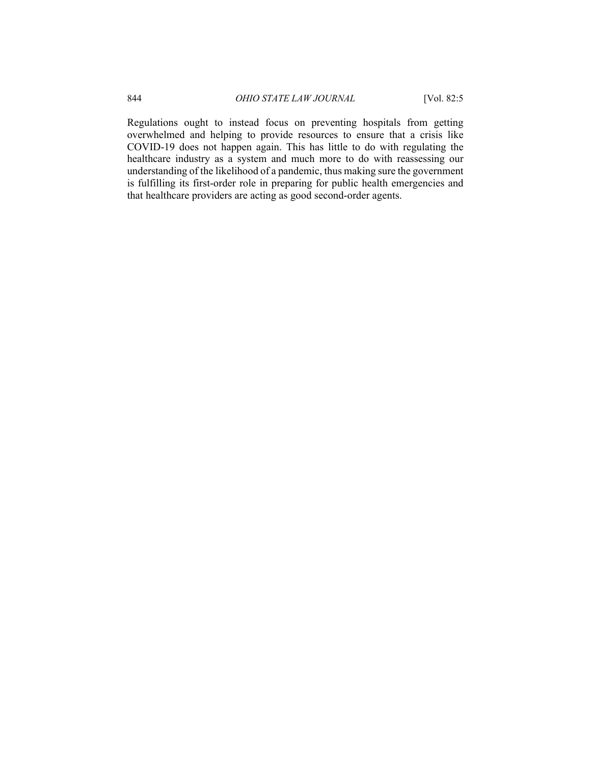Regulations ought to instead focus on preventing hospitals from getting overwhelmed and helping to provide resources to ensure that a crisis like COVID-19 does not happen again. This has little to do with regulating the healthcare industry as a system and much more to do with reassessing our understanding of the likelihood of a pandemic, thus making sure the government is fulfilling its first-order role in preparing for public health emergencies and that healthcare providers are acting as good second-order agents.